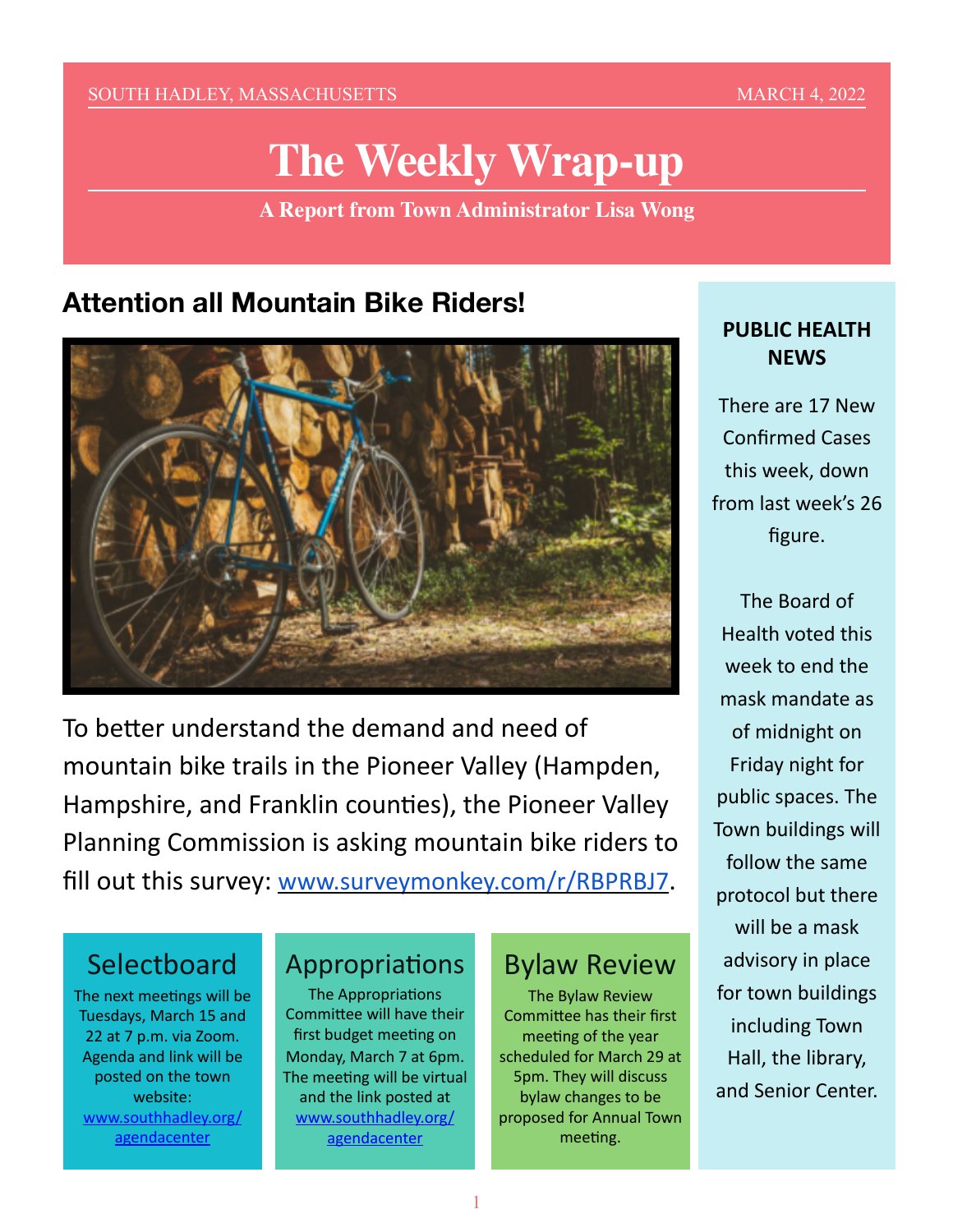SOUTH HADLEY, MASSACHUSETTS — MARCH 4, 2022

# The Weekly Wrap-up

**A Report from Town Administrator Lisa Wong**

## Attention all Mountain Bike Riders!

To better understand the demand and need of mountain bike trails in the Pioneer Valley (Hampden, Hampshire, and Franklin counties), the Pioneer Valley Planning Commission is asking mountain bike riders to fill out this survey: [www.surveymonkey.com/r/RBPRBJ7](http://www.surveymonkey.com/r/RBPRBJ7).

### Selectboard

The next meetings will be Tuesdays, March 15 and 22 at 7 p.m. via Zoom. Agenda and link will be posted on the town website: [www.southhadley.org/agendacenter](http://www.southhadley.org/agendacenter)

### Appropriations

The Appropriations Committee will have their first budget meeting on Monday, March 7 at 6pm. The meeting will be virtual and the link posted at [www.southhadley.org/agendacenter](http://www.southhadley.org/agendacenter)

### Bylaw Review

The Bylaw Review Committee has their first meeting of the year scheduled for March 29 at 5pm. They will discuss bylaw changes to be proposed for Annual Town meeting.

### PUBLIC HEALTH NEWS

There are 17 New Confirmed Cases this week, down from last week's 26 figure.

The Board of Health voted this week to end the mask mandate as of midnight on Friday night for public spaces. The Town buildings will follow the same protocol but there will be a mask advisory in place for town buildings including Town Hall, the library, and Senior Center.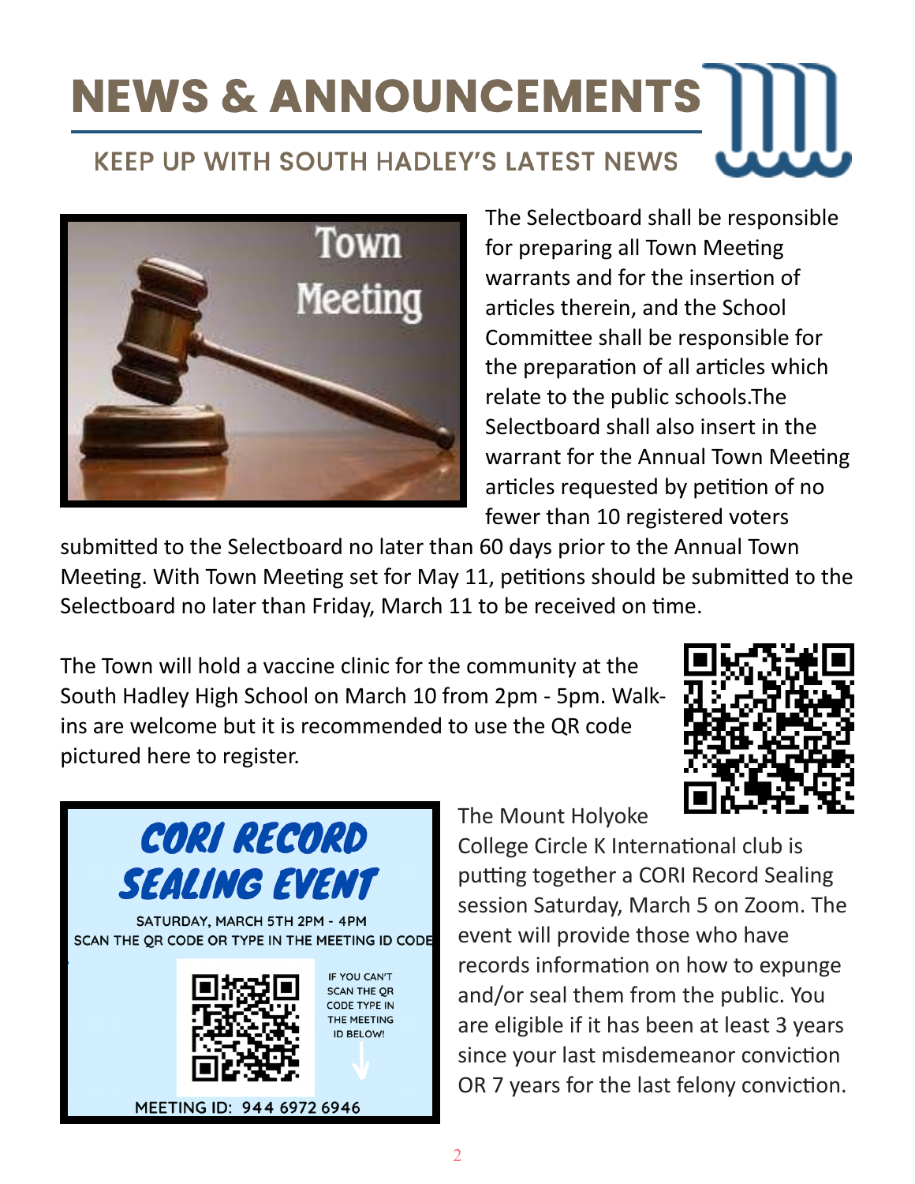# NEWS & ANNOUNCEMENTS

## KEEP UP WITH SOUTH HADLEY'S LATEST NEWS

Town Meeting

The Selectboard shall be responsible for preparing all Town Meeting warrants and for the insertion of articles therein, and the School Committee shall be responsible for the preparation of all articles which relate to the public schools.The Selectboard shall also insert in the warrant for the Annual Town Meeting articles requested by petition of no fewer than 10 registered voters submitted to the Selectboard no later than 60 days prior to the Annual Town Meeting. With Town Meeting set for May 11, petitions should be submitted to the Selectboard no later than Friday, March 11 to be received on time.

The Town will hold a vaccine clinic for the community at the South Hadley High School on March 10 from 2pm - 5pm. Walk-ins are welcome but it is recommended to use the QR code pictured here to register.

### CORI RECORD SEALING EVENT

SATURDAY, MARCH 5TH 2PM - 4PM

SCAN THE QR CODE OR TYPE IN THE MEETING ID CODE

IF YOU CAN'T SCAN THE QR CODE TYPE IN THE MEETING ID BELOW!

MEETING ID: 944 6972 6946

The Mount Holyoke College Circle K International club is putting together a CORI Record Sealing session Saturday, March 5 on Zoom. The event will provide those who have records information on how to expunge and/or seal them from the public. You are eligible if it has been at least 3 years since your last misdemeanor conviction OR 7 years for the last felony conviction.